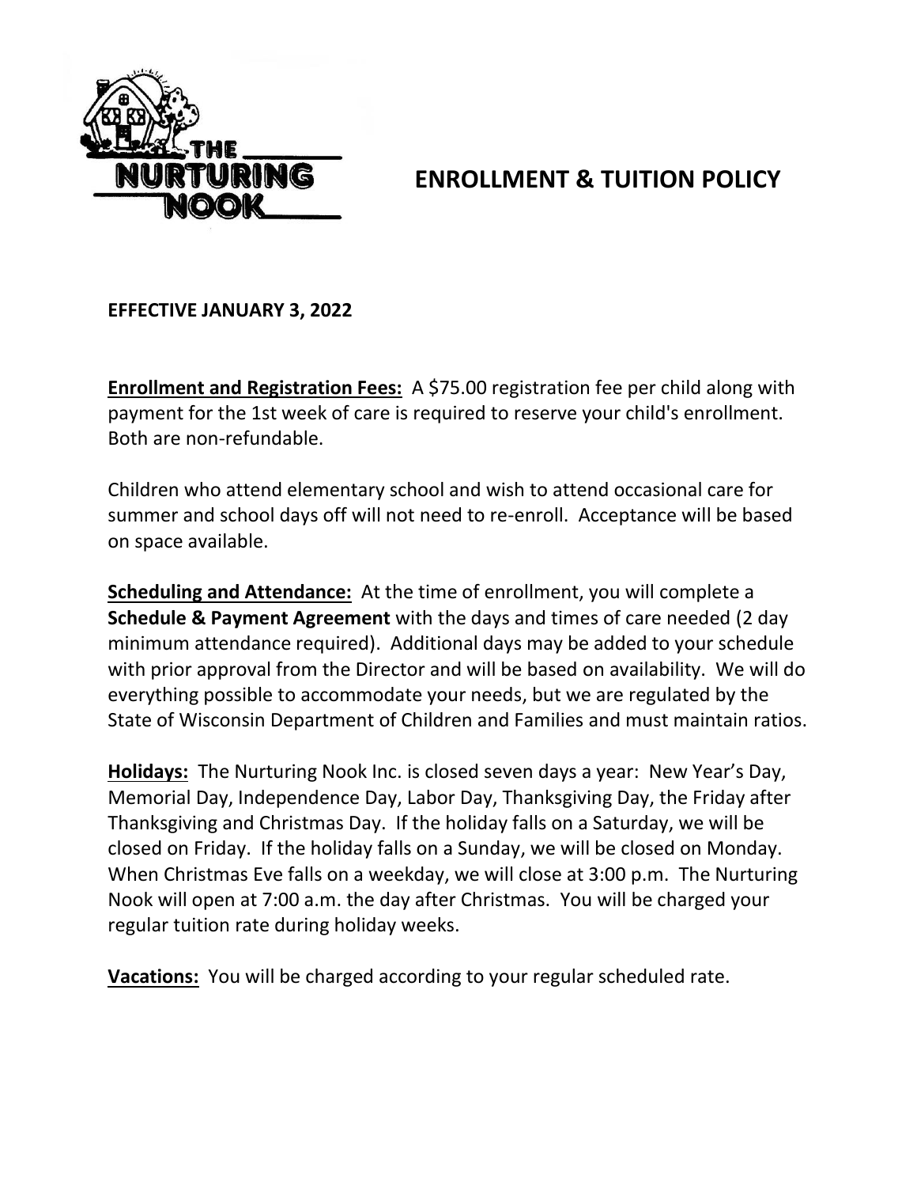# ENROLLMENT & TUITION POLICY

**EFFECTIVE JANUARY 3, 2022**

**Enrollment and Registration Fees:** A $75.00 registration fee per child along with payment for the 1st week of care is required to reserve your child's enrollment. Both are non-refundable.

Children who attend elementary school and wish to attend occasional care for summer and school days off will not need to re-enroll. Acceptance will be based on space available.

**Scheduling and Attendance:** At the time of enrollment, you will complete a **Schedule & Payment Agreement** with the days and times of care needed (2 day minimum attendance required). Additional days may be added to your schedule with prior approval from the Director and will be based on availability. We will do everything possible to accommodate your needs, but we are regulated by the State of Wisconsin Department of Children and Families and must maintain ratios.

**Holidays:** The Nurturing Nook Inc. is closed seven days a year: New Year's Day, Memorial Day, Independence Day, Labor Day, Thanksgiving Day, the Friday after Thanksgiving and Christmas Day. If the holiday falls on a Saturday, we will be closed on Friday. If the holiday falls on a Sunday, we will be closed on Monday. When Christmas Eve falls on a weekday, we will close at 3:00 p.m. The Nurturing Nook will open at 7:00 a.m. the day after Christmas. You will be charged your regular tuition rate during holiday weeks.

**Vacations:** You will be charged according to your regular scheduled rate.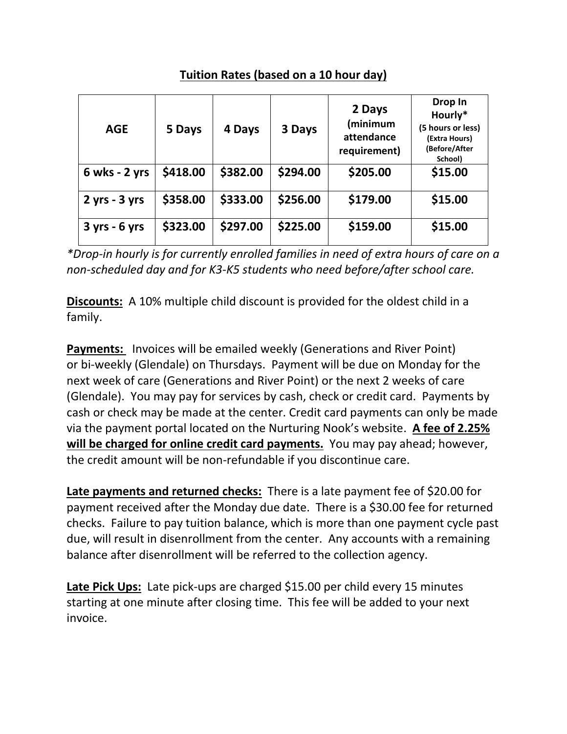## Tuition Rates (based on a 10 hour day)

| AGE | 5 Days | 4 Days | 3 Days | 2 Days (minimum attendance requirement) | Drop In Hourly* (5 hours or less) (Extra Hours) (Before/After School) |
|---|---|---|---|---|---|
| 6 wks - 2 yrs | $418.00 | $382.00 | $294.00 | $205.00 | $15.00 |
| 2 yrs - 3 yrs | $358.00 | $333.00 | $256.00 | $179.00 | $15.00 |
| 3 yrs - 6 yrs | $323.00 | $297.00 | $225.00 | $159.00 | $15.00 |

*\*Drop-in hourly is for currently enrolled families in need of extra hours of care on a non-scheduled day and for K3-K5 students who need before/after school care.*

**Discounts:** A 10% multiple child discount is provided for the oldest child in a family.

**Payments:** Invoices will be emailed weekly (Generations and River Point) or bi-weekly (Glendale) on Thursdays. Payment will be due on Monday for the next week of care (Generations and River Point) or the next 2 weeks of care (Glendale). You may pay for services by cash, check or credit card. Payments by cash or check may be made at the center. Credit card payments can only be made via the payment portal located on the Nurturing Nook's website. **A fee of 2.25% will be charged for online credit card payments.** You may pay ahead; however, the credit amount will be non-refundable if you discontinue care.

**Late payments and returned checks:** There is a late payment fee of $20.00 for payment received after the Monday due date. There is a $30.00 fee for returned checks. Failure to pay tuition balance, which is more than one payment cycle past due, will result in disenrollment from the center. Any accounts with a remaining balance after disenrollment will be referred to the collection agency.

**Late Pick Ups:** Late pick-ups are charged $15.00 per child every 15 minutes starting at one minute after closing time. This fee will be added to your next invoice.